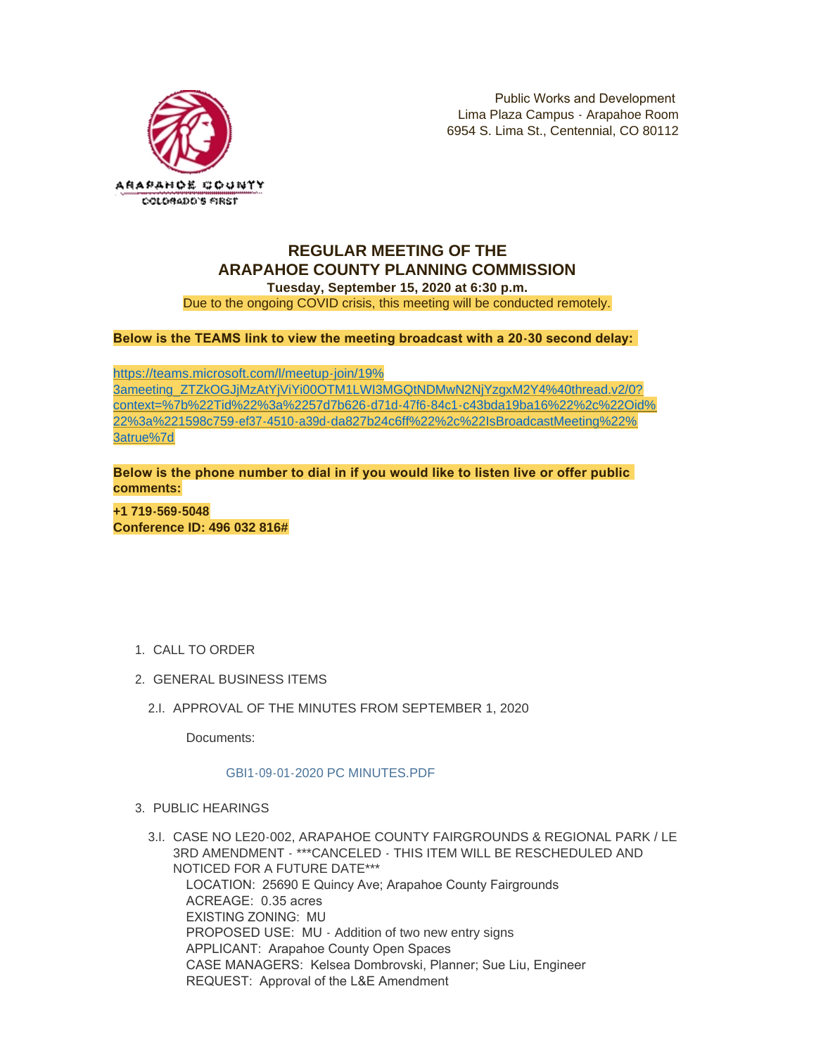ARAPAHOE COUNTY
COLORADO'S FIRST

Public Works and Development
Lima Plaza Campus - Arapahoe Room
6954 S. Lima St., Centennial, CO 80112

# REGULAR MEETING OF THE ARAPAHOE COUNTY PLANNING COMMISSION

**Tuesday, September 15, 2020 at 6:30 p.m.**

Due to the ongoing COVID crisis, this meeting will be conducted remotely.

**Below is the TEAMS link to view the meeting broadcast with a 20-30 second delay:**

https://teams.microsoft.com/l/meetup-join/19%3ameeting_ZTZkOGJjMzAtYjViYi00OTM1LWI3MGQtNDMwN2NjYzgxM2Y4%40thread.v2/0?context=%7b%22Tid%22%3a%2257d7b626-d71d-47f6-84c1-c43bda19ba16%22%2c%22Oid%22%3a%221598c759-ef37-4510-a39d-da827b24c6ff%22%2c%22IsBroadcastMeeting%22%3atrue%7d

**Below is the phone number to dial in if you would like to listen live or offer public comments:**

**+1 719-569-5048**
**Conference ID: 496 032 816#**

1. CALL TO ORDER
2. GENERAL BUSINESS ITEMS
   - 2.I. APPROVAL OF THE MINUTES FROM SEPTEMBER 1, 2020

     Documents:

     GBI1-09-01-2020 PC MINUTES.PDF
3. PUBLIC HEARINGS
   - 3.I. CASE NO LE20-002, ARAPAHOE COUNTY FAIRGROUNDS & REGIONAL PARK / LE 3RD AMENDMENT - ***CANCELED - THIS ITEM WILL BE RESCHEDULED AND NOTICED FOR A FUTURE DATE***

     LOCATION: 25690 E Quincy Ave; Arapahoe County Fairgrounds
     ACREAGE: 0.35 acres
     EXISTING ZONING: MU
     PROPOSED USE: MU - Addition of two new entry signs
     APPLICANT: Arapahoe County Open Spaces
     CASE MANAGERS: Kelsea Dombrovski, Planner; Sue Liu, Engineer
     REQUEST: Approval of the L&E Amendment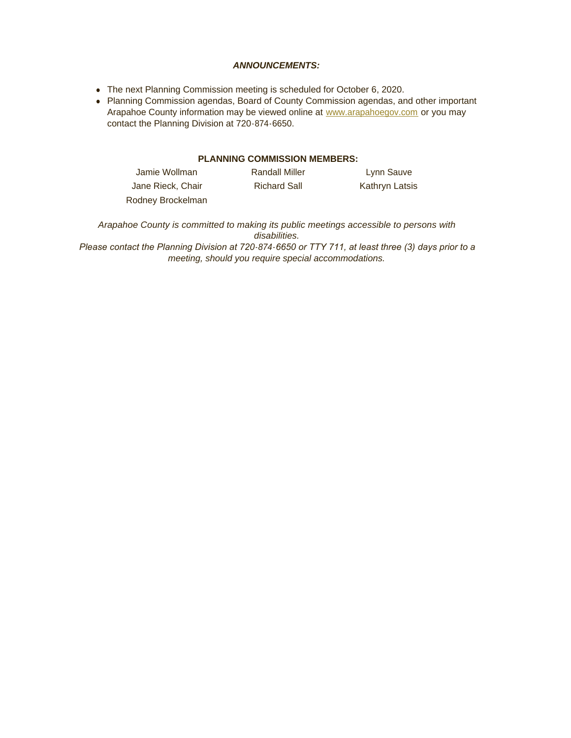***ANNOUNCEMENTS:***

- The next Planning Commission meeting is scheduled for October 6, 2020.
- Planning Commission agendas, Board of County Commission agendas, and other important Arapahoe County information may be viewed online at [www.arapahoegov.com](http://www.arapahoegov.com) or you may contact the Planning Division at 720-874-6650.

**PLANNING COMMISSION MEMBERS:**

| | | |
|---|---|---|
| Jamie Wollman | Randall Miller | Lynn Sauve |
| Jane Rieck, Chair | Richard Sall | Kathryn Latsis |
| Rodney Brockelman | | |

*Arapahoe County is committed to making its public meetings accessible to persons with disabilities.*
*Please contact the Planning Division at 720-874-6650 or TTY 711, at least three (3) days prior to a meeting, should you require special accommodations.*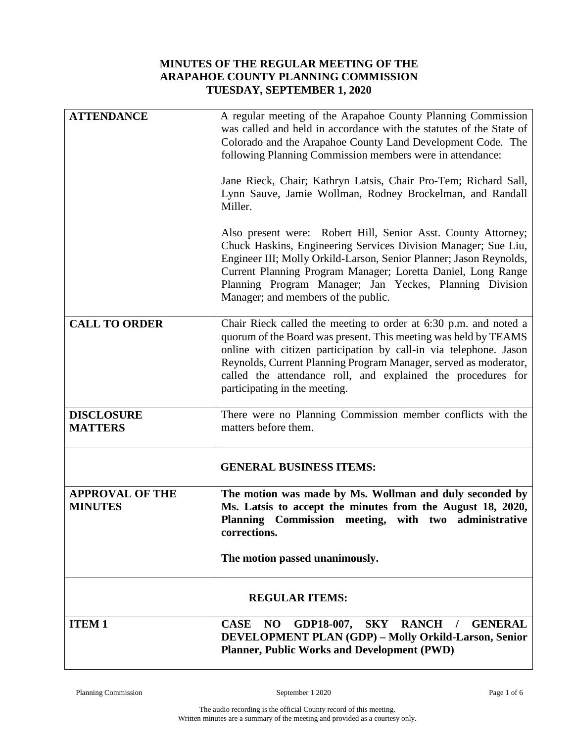**MINUTES OF THE REGULAR MEETING OF THE ARAPAHOE COUNTY PLANNING COMMISSION TUESDAY, SEPTEMBER 1, 2020**

| | |
|---|---|
| **ATTENDANCE** | A regular meeting of the Arapahoe County Planning Commission was called and held in accordance with the statutes of the State of Colorado and the Arapahoe County Land Development Code. The following Planning Commission members were in attendance:<br><br>Jane Rieck, Chair; Kathryn Latsis, Chair Pro-Tem; Richard Sall, Lynn Sauve, Jamie Wollman, Rodney Brockelman, and Randall Miller.<br><br>Also present were: Robert Hill, Senior Asst. County Attorney; Chuck Haskins, Engineering Services Division Manager; Sue Liu, Engineer III; Molly Orkild-Larson, Senior Planner; Jason Reynolds, Current Planning Program Manager; Loretta Daniel, Long Range Planning Program Manager; Jan Yeckes, Planning Division Manager; and members of the public. |
| **CALL TO ORDER** | Chair Rieck called the meeting to order at 6:30 p.m. and noted a quorum of the Board was present. This meeting was held by TEAMS online with citizen participation by call-in via telephone. Jason Reynolds, Current Planning Program Manager, served as moderator, called the attendance roll, and explained the procedures for participating in the meeting. |
| **DISCLOSURE MATTERS** | There were no Planning Commission member conflicts with the matters before them. |
| **GENERAL BUSINESS ITEMS:** | |
| **APPROVAL OF THE MINUTES** | **The motion was made by Ms. Wollman and duly seconded by Ms. Latsis to accept the minutes from the August 18, 2020, Planning Commission meeting, with two administrative corrections.**<br><br>**The motion passed unanimously.** |
| **REGULAR ITEMS:** | |
| **ITEM 1** | **CASE NO GDP18-007, SKY RANCH / GENERAL DEVELOPMENT PLAN (GDP) – Molly Orkild-Larson, Senior Planner, Public Works and Development (PWD)** |

The audio recording is the official County record of this meeting.
Written minutes are a summary of the meeting and provided as a courtesy only.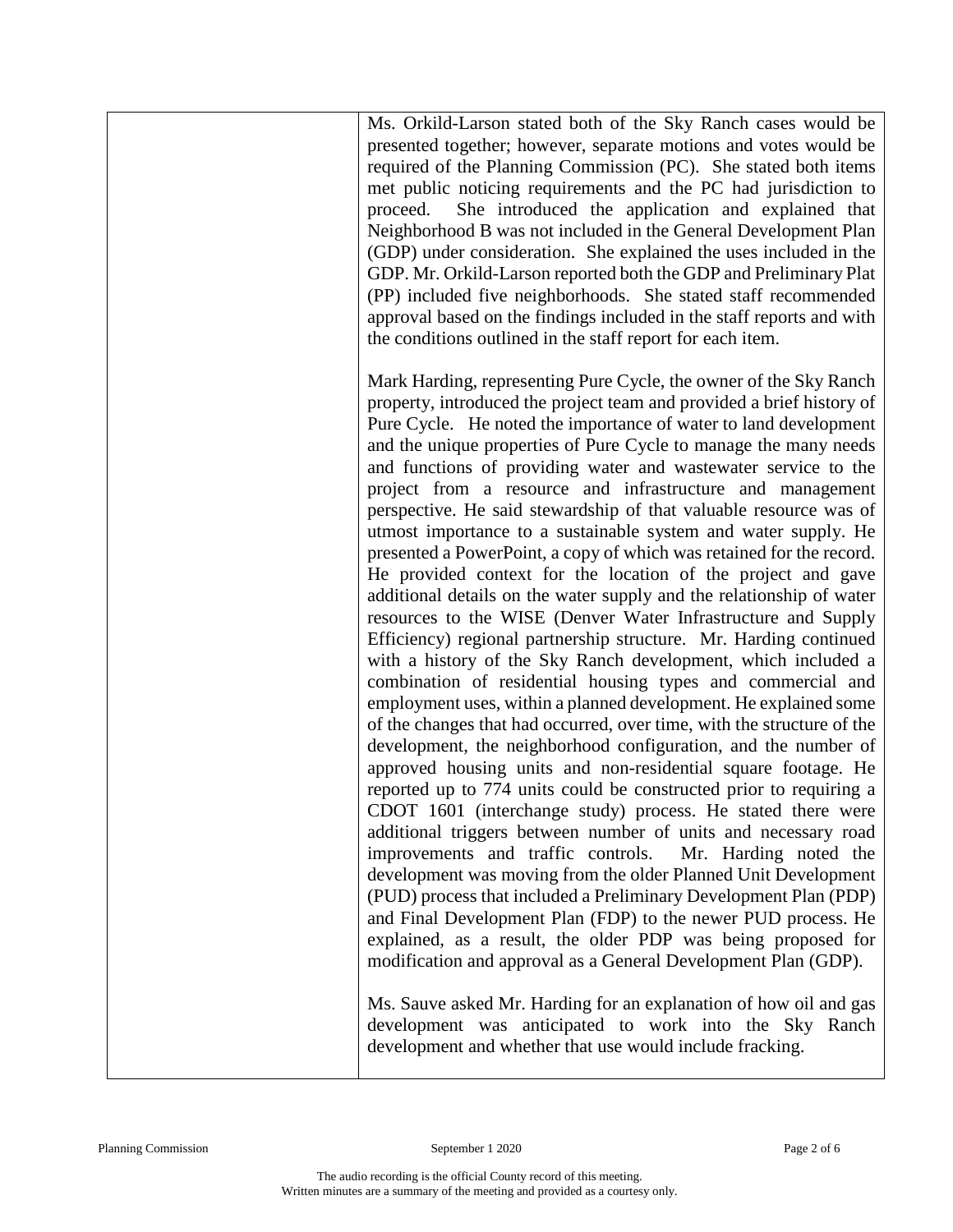| | |
|---|---|
| | Ms. Orkild-Larson stated both of the Sky Ranch cases would be presented together; however, separate motions and votes would be required of the Planning Commission (PC). She stated both items met public noticing requirements and the PC had jurisdiction to proceed. She introduced the application and explained that Neighborhood B was not included in the General Development Plan (GDP) under consideration. She explained the uses included in the GDP. Mr. Orkild-Larson reported both the GDP and Preliminary Plat (PP) included five neighborhoods. She stated staff recommended approval based on the findings included in the staff reports and with the conditions outlined in the staff report for each item.<br><br>Mark Harding, representing Pure Cycle, the owner of the Sky Ranch property, introduced the project team and provided a brief history of Pure Cycle. He noted the importance of water to land development and the unique properties of Pure Cycle to manage the many needs and functions of providing water and wastewater service to the project from a resource and infrastructure and management perspective. He said stewardship of that valuable resource was of utmost importance to a sustainable system and water supply. He presented a PowerPoint, a copy of which was retained for the record. He provided context for the location of the project and gave additional details on the water supply and the relationship of water resources to the WISE (Denver Water Infrastructure and Supply Efficiency) regional partnership structure. Mr. Harding continued with a history of the Sky Ranch development, which included a combination of residential housing types and commercial and employment uses, within a planned development. He explained some of the changes that had occurred, over time, with the structure of the development, the neighborhood configuration, and the number of approved housing units and non-residential square footage. He reported up to 774 units could be constructed prior to requiring a CDOT 1601 (interchange study) process. He stated there were additional triggers between number of units and necessary road improvements and traffic controls. Mr. Harding noted the development was moving from the older Planned Unit Development (PUD) process that included a Preliminary Development Plan (PDP) and Final Development Plan (FDP) to the newer PUD process. He explained, as a result, the older PDP was being proposed for modification and approval as a General Development Plan (GDP).<br><br>Ms. Sauve asked Mr. Harding for an explanation of how oil and gas development was anticipated to work into the Sky Ranch development and whether that use would include fracking. |

The audio recording is the official County record of this meeting.
Written minutes are a summary of the meeting and provided as a courtesy only.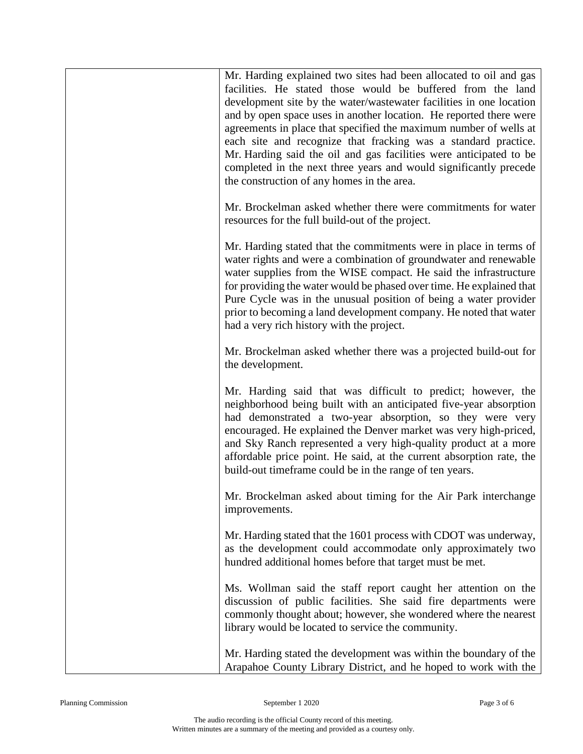Mr. Harding explained two sites had been allocated to oil and gas facilities. He stated those would be buffered from the land development site by the water/wastewater facilities in one location and by open space uses in another location. He reported there were agreements in place that specified the maximum number of wells at each site and recognize that fracking was a standard practice. Mr. Harding said the oil and gas facilities were anticipated to be completed in the next three years and would significantly precede the construction of any homes in the area.

Mr. Brockelman asked whether there were commitments for water resources for the full build-out of the project.

Mr. Harding stated that the commitments were in place in terms of water rights and were a combination of groundwater and renewable water supplies from the WISE compact. He said the infrastructure for providing the water would be phased over time. He explained that Pure Cycle was in the unusual position of being a water provider prior to becoming a land development company. He noted that water had a very rich history with the project.

Mr. Brockelman asked whether there was a projected build-out for the development.

Mr. Harding said that was difficult to predict; however, the neighborhood being built with an anticipated five-year absorption had demonstrated a two-year absorption, so they were very encouraged. He explained the Denver market was very high-priced, and Sky Ranch represented a very high-quality product at a more affordable price point. He said, at the current absorption rate, the build-out timeframe could be in the range of ten years.

Mr. Brockelman asked about timing for the Air Park interchange improvements.

Mr. Harding stated that the 1601 process with CDOT was underway, as the development could accommodate only approximately two hundred additional homes before that target must be met.

Ms. Wollman said the staff report caught her attention on the discussion of public facilities. She said fire departments were commonly thought about; however, she wondered where the nearest library would be located to service the community.

Mr. Harding stated the development was within the boundary of the Arapahoe County Library District, and he hoped to work with the

The audio recording is the official County record of this meeting.
Written minutes are a summary of the meeting and provided as a courtesy only.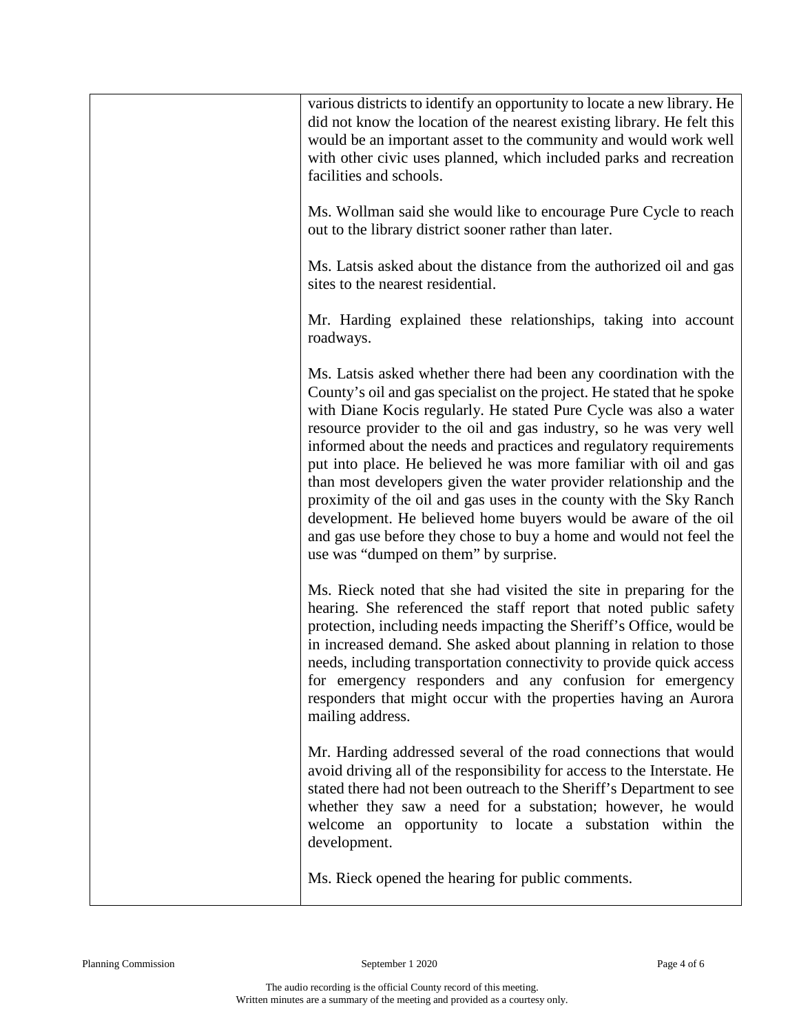| | |
|---|---|
| | various districts to identify an opportunity to locate a new library. He did not know the location of the nearest existing library. He felt this would be an important asset to the community and would work well with other civic uses planned, which included parks and recreation facilities and schools.<br><br>Ms. Wollman said she would like to encourage Pure Cycle to reach out to the library district sooner rather than later.<br><br>Ms. Latsis asked about the distance from the authorized oil and gas sites to the nearest residential.<br><br>Mr. Harding explained these relationships, taking into account roadways.<br><br>Ms. Latsis asked whether there had been any coordination with the County's oil and gas specialist on the project. He stated that he spoke with Diane Kocis regularly. He stated Pure Cycle was also a water resource provider to the oil and gas industry, so he was very well informed about the needs and practices and regulatory requirements put into place. He believed he was more familiar with oil and gas than most developers given the water provider relationship and the proximity of the oil and gas uses in the county with the Sky Ranch development. He believed home buyers would be aware of the oil and gas use before they chose to buy a home and would not feel the use was "dumped on them" by surprise.<br><br>Ms. Rieck noted that she had visited the site in preparing for the hearing. She referenced the staff report that noted public safety protection, including needs impacting the Sheriff's Office, would be in increased demand. She asked about planning in relation to those needs, including transportation connectivity to provide quick access for emergency responders and any confusion for emergency responders that might occur with the properties having an Aurora mailing address.<br><br>Mr. Harding addressed several of the road connections that would avoid driving all of the responsibility for access to the Interstate. He stated there had not been outreach to the Sheriff's Department to see whether they saw a need for a substation; however, he would welcome an opportunity to locate a substation within the development.<br><br>Ms. Rieck opened the hearing for public comments. |

The audio recording is the official County record of this meeting.
Written minutes are a summary of the meeting and provided as a courtesy only.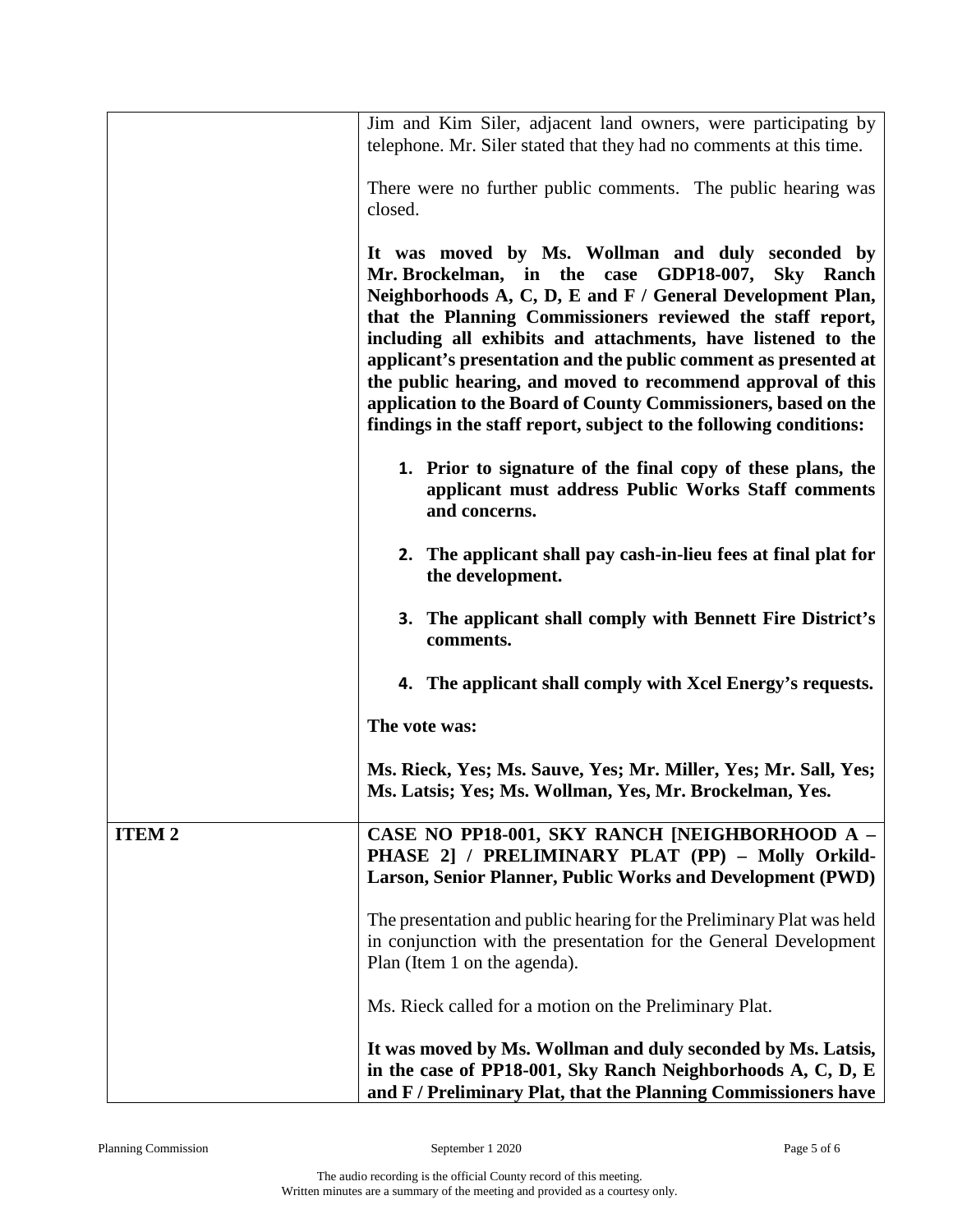| | |
|---|---|
| | Jim and Kim Siler, adjacent land owners, were participating by telephone. Mr. Siler stated that they had no comments at this time.<br><br>There were no further public comments. The public hearing was closed.<br><br>**It was moved by Ms. Wollman and duly seconded by Mr. Brockelman, in the case GDP18-007, Sky Ranch Neighborhoods A, C, D, E and F / General Development Plan, that the Planning Commissioners reviewed the staff report, including all exhibits and attachments, have listened to the applicant's presentation and the public comment as presented at the public hearing, and moved to recommend approval of this application to the Board of County Commissioners, based on the findings in the staff report, subject to the following conditions:**<br><br>**1. Prior to signature of the final copy of these plans, the applicant must address Public Works Staff comments and concerns.**<br><br>**2. The applicant shall pay cash-in-lieu fees at final plat for the development.**<br><br>**3. The applicant shall comply with Bennett Fire District's comments.**<br><br>**4. The applicant shall comply with Xcel Energy's requests.**<br><br>**The vote was:**<br><br>**Ms. Rieck, Yes; Ms. Sauve, Yes; Mr. Miller, Yes; Mr. Sall, Yes; Ms. Latsis; Yes; Ms. Wollman, Yes, Mr. Brockelman, Yes.** |
| **ITEM 2** | **CASE NO PP18-001, SKY RANCH [NEIGHBORHOOD A – PHASE 2] / PRELIMINARY PLAT (PP) – Molly Orkild-Larson, Senior Planner, Public Works and Development (PWD)**<br><br>The presentation and public hearing for the Preliminary Plat was held in conjunction with the presentation for the General Development Plan (Item 1 on the agenda).<br><br>Ms. Rieck called for a motion on the Preliminary Plat.<br><br>**It was moved by Ms. Wollman and duly seconded by Ms. Latsis, in the case of PP18-001, Sky Ranch Neighborhoods A, C, D, E and F / Preliminary Plat, that the Planning Commissioners have** |

The audio recording is the official County record of this meeting.
Written minutes are a summary of the meeting and provided as a courtesy only.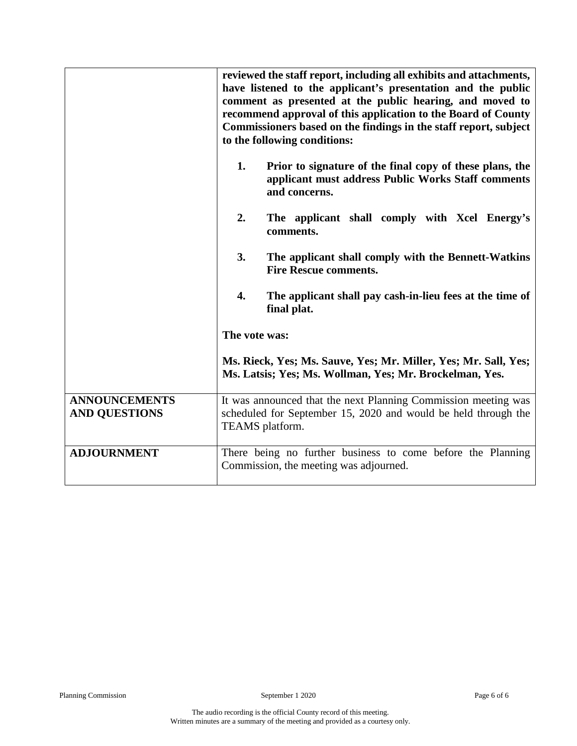| | |
|---|---|
| | **reviewed the staff report, including all exhibits and attachments, have listened to the applicant's presentation and the public comment as presented at the public hearing, and moved to recommend approval of this application to the Board of County Commissioners based on the findings in the staff report, subject to the following conditions:**<br><br>**1. Prior to signature of the final copy of these plans, the applicant must address Public Works Staff comments and concerns.**<br><br>**2. The applicant shall comply with Xcel Energy's comments.**<br><br>**3. The applicant shall comply with the Bennett-Watkins Fire Rescue comments.**<br><br>**4. The applicant shall pay cash-in-lieu fees at the time of final plat.**<br><br>**The vote was:**<br><br>**Ms. Rieck, Yes; Ms. Sauve, Yes; Mr. Miller, Yes; Mr. Sall, Yes; Ms. Latsis; Yes; Ms. Wollman, Yes; Mr. Brockelman, Yes.** |
| **ANNOUNCEMENTS AND QUESTIONS** | It was announced that the next Planning Commission meeting was scheduled for September 15, 2020 and would be held through the TEAMS platform. |
| **ADJOURNMENT** | There being no further business to come before the Planning Commission, the meeting was adjourned. |

The audio recording is the official County record of this meeting.
Written minutes are a summary of the meeting and provided as a courtesy only.